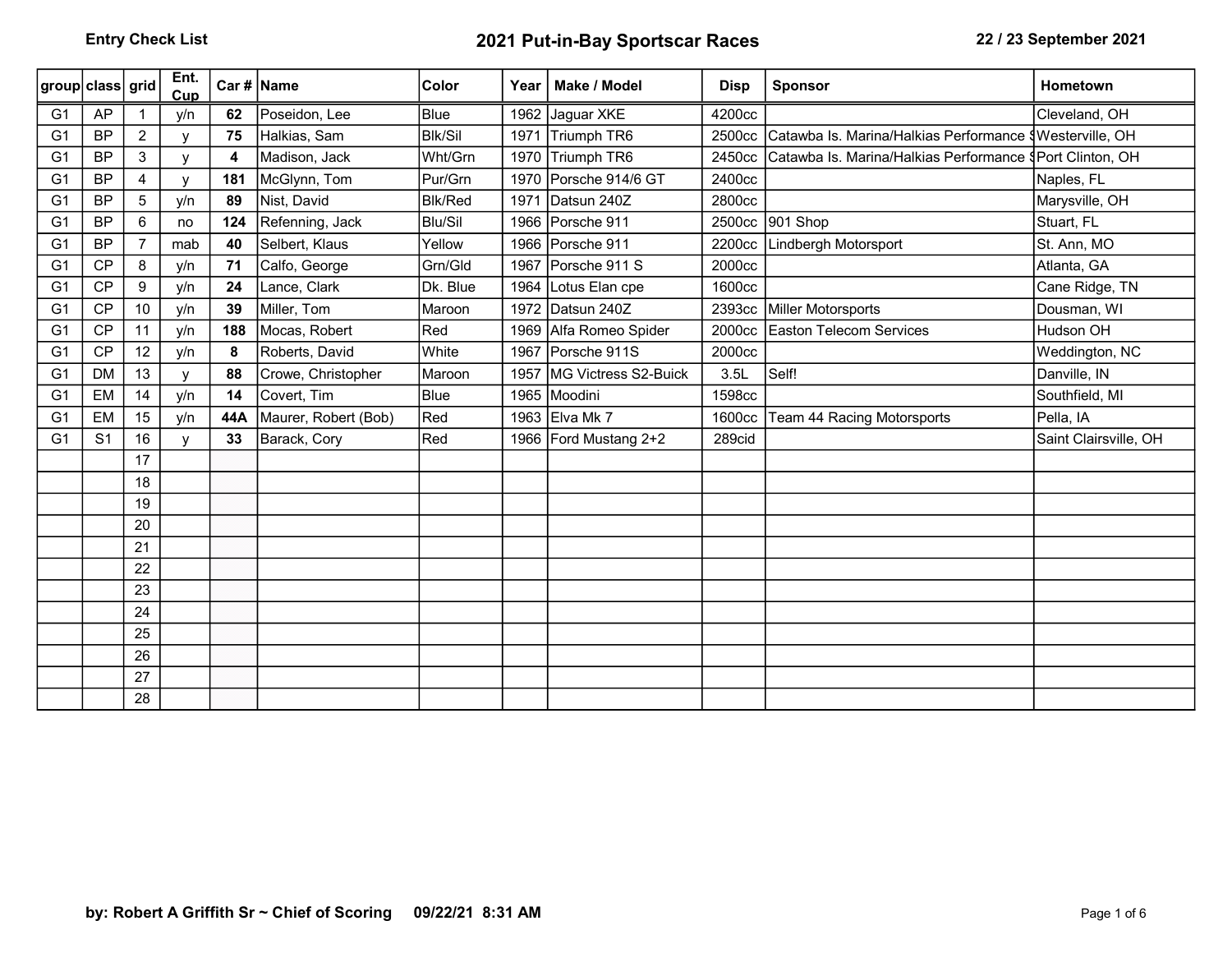Entry Check List

# 2021 Put-in-Bay Sportscar Races

22 / 23 September 2021

| group | class | grid | Ent. Cup | Car # | Name | Color | Year | Make / Model | Disp | Sponsor | Hometown |
|---|---|---|---|---|---|---|---|---|---|---|---|
| G1 | AP | 1 | y/n | **62** | Poseidon, Lee | Blue | 1962 | Jaguar XKE | 4200cc | | Cleveland, OH |
| G1 | BP | 2 | y | **75** | Halkias, Sam | Blk/Sil | 1971 | Triumph TR6 | 2500cc | Catawba Is. Marina/Halkias Performance S | Westerville, OH |
| G1 | BP | 3 | y | **4** | Madison, Jack | Wht/Grn | 1970 | Triumph TR6 | 2450cc | Catawba Is. Marina/Halkias Performance S | Port Clinton, OH |
| G1 | BP | 4 | y | **181** | McGlynn, Tom | Pur/Grn | 1970 | Porsche 914/6 GT | 2400cc | | Naples, FL |
| G1 | BP | 5 | y/n | **89** | Nist, David | Blk/Red | 1971 | Datsun 240Z | 2800cc | | Marysville, OH |
| G1 | BP | 6 | no | **124** | Refenning, Jack | Blu/Sil | 1966 | Porsche 911 | 2500cc | 901 Shop | Stuart, FL |
| G1 | BP | 7 | mab | **40** | Selbert, Klaus | Yellow | 1966 | Porsche 911 | 2200cc | Lindbergh Motorsport | St. Ann, MO |
| G1 | CP | 8 | y/n | **71** | Calfo, George | Grn/Gld | 1967 | Porsche 911 S | 2000cc | | Atlanta, GA |
| G1 | CP | 9 | y/n | **24** | Lance, Clark | Dk. Blue | 1964 | Lotus Elan cpe | 1600cc | | Cane Ridge, TN |
| G1 | CP | 10 | y/n | **39** | Miller, Tom | Maroon | 1972 | Datsun 240Z | 2393cc | Miller Motorsports | Dousman, WI |
| G1 | CP | 11 | y/n | **188** | Mocas, Robert | Red | 1969 | Alfa Romeo Spider | 2000cc | Easton Telecom Services | Hudson OH |
| G1 | CP | 12 | y/n | **8** | Roberts, David | White | 1967 | Porsche 911S | 2000cc | | Weddington, NC |
| G1 | DM | 13 | y | **88** | Crowe, Christopher | Maroon | 1957 | MG Victress S2-Buick | 3.5L | Self! | Danville, IN |
| G1 | EM | 14 | y/n | **14** | Covert, Tim | Blue | 1965 | Moodini | 1598cc | | Southfield, MI |
| G1 | EM | 15 | y/n | **44A** | Maurer, Robert (Bob) | Red | 1963 | Elva Mk 7 | 1600cc | Team 44 Racing Motorsports | Pella, IA |
| G1 | S1 | 16 | y | **33** | Barack, Cory | Red | 1966 | Ford Mustang 2+2 | 289cid | | Saint Clairsville, OH |
| | | 17 | | | | | | | | | |
| | | 18 | | | | | | | | | |
| | | 19 | | | | | | | | | |
| | | 20 | | | | | | | | | |
| | | 21 | | | | | | | | | |
| | | 22 | | | | | | | | | |
| | | 23 | | | | | | | | | |
| | | 24 | | | | | | | | | |
| | | 25 | | | | | | | | | |
| | | 26 | | | | | | | | | |
| | | 27 | | | | | | | | | |
| | | 28 | | | | | | | | | |

**by: Robert A Griffith Sr ~ Chief of Scoring 09/22/21 8:31 AM**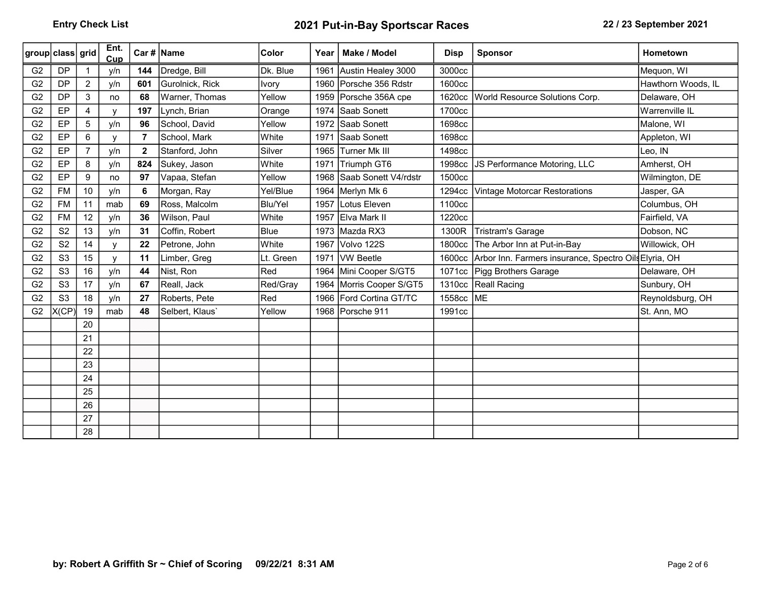Entry Check List

# 2021 Put-in-Bay Sportscar Races

22 / 23 September 2021

| group | class | grid | Ent. Cup | Car # | Name | Color | Year | Make / Model | Disp | Sponsor | Hometown |
|---|---|---|---|---|---|---|---|---|---|---|---|
| G2 | DP | 1 | y/n | **144** | Dredge, Bill | Dk. Blue | 1961 | Austin Healey 3000 | 3000cc | | Mequon, WI |
| G2 | DP | 2 | y/n | **601** | Gurolnick, Rick | Ivory | 1960 | Porsche 356 Rdstr | 1600cc | | Hawthorn Woods, IL |
| G2 | DP | 3 | no | **68** | Warner, Thomas | Yellow | 1959 | Porsche 356A cpe | 1620cc | World Resource Solutions Corp. | Delaware, OH |
| G2 | EP | 4 | y | **197** | Lynch, Brian | Orange | 1974 | Saab Sonett | 1700cc | | Warrenville IL |
| G2 | EP | 5 | y/n | **96** | School, David | Yellow | 1972 | Saab Sonett | 1698cc | | Malone, WI |
| G2 | EP | 6 | y | **7** | School, Mark | White | 1971 | Saab Sonett | 1698cc | | Appleton, WI |
| G2 | EP | 7 | y/n | **2** | Stanford, John | Silver | 1965 | Turner Mk III | 1498cc | | Leo, IN |
| G2 | EP | 8 | y/n | **824** | Sukey, Jason | White | 1971 | Triumph GT6 | 1998cc | JS Performance Motoring, LLC | Amherst, OH |
| G2 | EP | 9 | no | **97** | Vapaa, Stefan | Yellow | 1968 | Saab Sonett V4/rdstr | 1500cc | | Wilmington, DE |
| G2 | FM | 10 | y/n | **6** | Morgan, Ray | Yel/Blue | 1964 | Merlyn Mk 6 | 1294cc | Vintage Motorcar Restorations | Jasper, GA |
| G2 | FM | 11 | mab | **69** | Ross, Malcolm | Blu/Yel | 1957 | Lotus Eleven | 1100cc | | Columbus, OH |
| G2 | FM | 12 | y/n | **36** | Wilson, Paul | White | 1957 | Elva Mark II | 1220cc | | Fairfield, VA |
| G2 | S2 | 13 | y/n | **31** | Coffin, Robert | Blue | 1973 | Mazda RX3 | 1300R | Tristram's Garage | Dobson, NC |
| G2 | S2 | 14 | y | **22** | Petrone, John | White | 1967 | Volvo 122S | 1800cc | The Arbor Inn at Put-in-Bay | Willowick, OH |
| G2 | S3 | 15 | y | **11** | Limber, Greg | Lt. Green | 1971 | VW Beetle | 1600cc | Arbor Inn. Farmers insurance, Spectro Oils | Elyria, OH |
| G2 | S3 | 16 | y/n | **44** | Nist, Ron | Red | 1964 | Mini Cooper S/GT5 | 1071cc | Pigg Brothers Garage | Delaware, OH |
| G2 | S3 | 17 | y/n | **67** | Reall, Jack | Red/Gray | 1964 | Morris Cooper S/GT5 | 1310cc | Reall Racing | Sunbury, OH |
| G2 | S3 | 18 | y/n | **27** | Roberts, Pete | Red | 1966 | Ford Cortina GT/TC | 1558cc | ME | Reynoldsburg, OH |
| G2 | X(CP) | 19 | mab | **48** | Selbert, Klaus` | Yellow | 1968 | Porsche 911 | 1991cc | | St. Ann, MO |
| | | 20 | | | | | | | | | |
| | | 21 | | | | | | | | | |
| | | 22 | | | | | | | | | |
| | | 23 | | | | | | | | | |
| | | 24 | | | | | | | | | |
| | | 25 | | | | | | | | | |
| | | 26 | | | | | | | | | |
| | | 27 | | | | | | | | | |
| | | 28 | | | | | | | | | |

**by: Robert A Griffith Sr ~ Chief of Scoring 09/22/21 8:31 AM**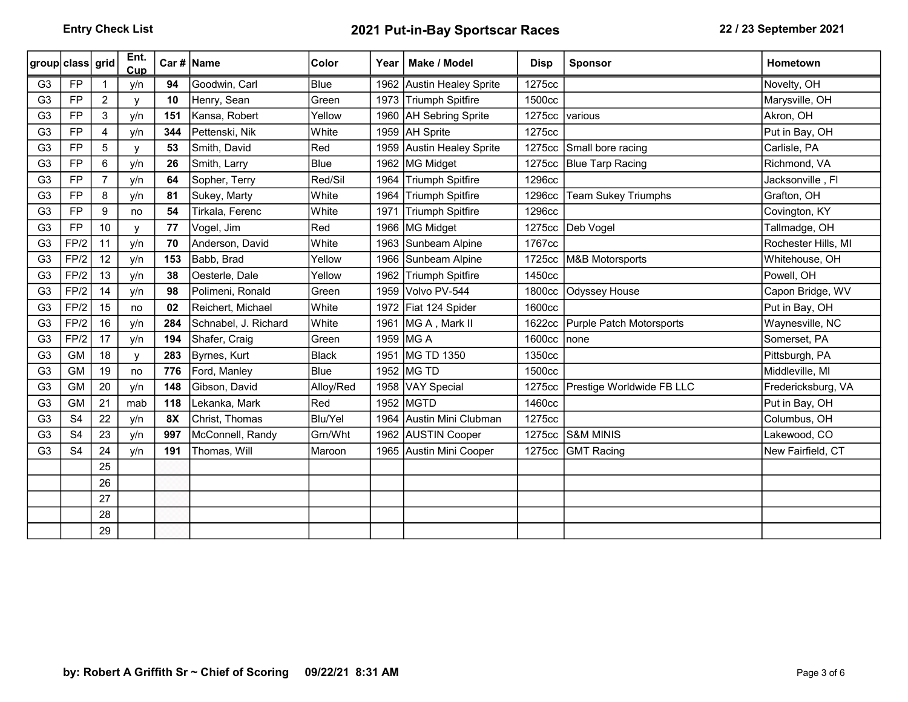Entry Check List

# 2021 Put-in-Bay Sportscar Races

22 / 23 September 2021

| group | class | grid | Ent. Cup | Car # | Name | Color | Year | Make / Model | Disp | Sponsor | Hometown |
|---|---|---|---|---|---|---|---|---|---|---|---|
| G3 | FP | 1 | y/n | **94** | Goodwin, Carl | Blue | 1962 | Austin Healey Sprite | 1275cc | | Novelty, OH |
| G3 | FP | 2 | y | **10** | Henry, Sean | Green | 1973 | Triumph Spitfire | 1500cc | | Marysville, OH |
| G3 | FP | 3 | y/n | **151** | Kansa, Robert | Yellow | 1960 | AH Sebring Sprite | 1275cc | various | Akron, OH |
| G3 | FP | 4 | y/n | **344** | Pettenski, Nik | White | 1959 | AH Sprite | 1275cc | | Put in Bay, OH |
| G3 | FP | 5 | y | **53** | Smith, David | Red | 1959 | Austin Healey Sprite | 1275cc | Small bore racing | Carlisle, PA |
| G3 | FP | 6 | y/n | **26** | Smith, Larry | Blue | 1962 | MG Midget | 1275cc | Blue Tarp Racing | Richmond, VA |
| G3 | FP | 7 | y/n | **64** | Sopher, Terry | Red/Sil | 1964 | Triumph Spitfire | 1296cc | | Jacksonville , Fl |
| G3 | FP | 8 | y/n | **81** | Sukey, Marty | White | 1964 | Triumph Spitfire | 1296cc | Team Sukey Triumphs | Grafton, OH |
| G3 | FP | 9 | no | **54** | Tirkala, Ferenc | White | 1971 | Triumph Spitfire | 1296cc | | Covington, KY |
| G3 | FP | 10 | y | **77** | Vogel, Jim | Red | 1966 | MG Midget | 1275cc | Deb Vogel | Tallmadge, OH |
| G3 | FP/2 | 11 | y/n | **70** | Anderson, David | White | 1963 | Sunbeam Alpine | 1767cc | | Rochester Hills, MI |
| G3 | FP/2 | 12 | y/n | **153** | Babb, Brad | Yellow | 1966 | Sunbeam Alpine | 1725cc | M&B Motorsports | Whitehouse, OH |
| G3 | FP/2 | 13 | y/n | **38** | Oesterle, Dale | Yellow | 1962 | Triumph Spitfire | 1450cc | | Powell, OH |
| G3 | FP/2 | 14 | y/n | **98** | Polimeni, Ronald | Green | 1959 | Volvo PV-544 | 1800cc | Odyssey House | Capon Bridge, WV |
| G3 | FP/2 | 15 | no | **02** | Reichert, Michael | White | 1972 | Fiat 124 Spider | 1600cc | | Put in Bay, OH |
| G3 | FP/2 | 16 | y/n | **284** | Schnabel, J. Richard | White | 1961 | MG A , Mark II | 1622cc | Purple Patch Motorsports | Waynesville, NC |
| G3 | FP/2 | 17 | y/n | **194** | Shafer, Craig | Green | 1959 | MG A | 1600cc | none | Somerset, PA |
| G3 | GM | 18 | y | **283** | Byrnes, Kurt | Black | 1951 | MG TD 1350 | 1350cc | | Pittsburgh, PA |
| G3 | GM | 19 | no | **776** | Ford, Manley | Blue | 1952 | MG TD | 1500cc | | Middleville, MI |
| G3 | GM | 20 | y/n | **148** | Gibson, David | Alloy/Red | 1958 | VAY Special | 1275cc | Prestige Worldwide FB LLC | Fredericksburg, VA |
| G3 | GM | 21 | mab | **118** | Lekanka, Mark | Red | 1952 | MGTD | 1460cc | | Put in Bay, OH |
| G3 | S4 | 22 | y/n | **8X** | Christ, Thomas | Blu/Yel | 1964 | Austin Mini Clubman | 1275cc | | Columbus, OH |
| G3 | S4 | 23 | y/n | **997** | McConnell, Randy | Grn/Wht | 1962 | AUSTIN Cooper | 1275cc | S&M MINIS | Lakewood, CO |
| G3 | S4 | 24 | y/n | **191** | Thomas, Will | Maroon | 1965 | Austin Mini Cooper | 1275cc | GMT Racing | New Fairfield, CT |
| | | 25 | | | | | | | | | |
| | | 26 | | | | | | | | | |
| | | 27 | | | | | | | | | |
| | | 28 | | | | | | | | | |
| | | 29 | | | | | | | | | |

**by: Robert A Griffith Sr ~ Chief of Scoring 09/22/21 8:31 AM**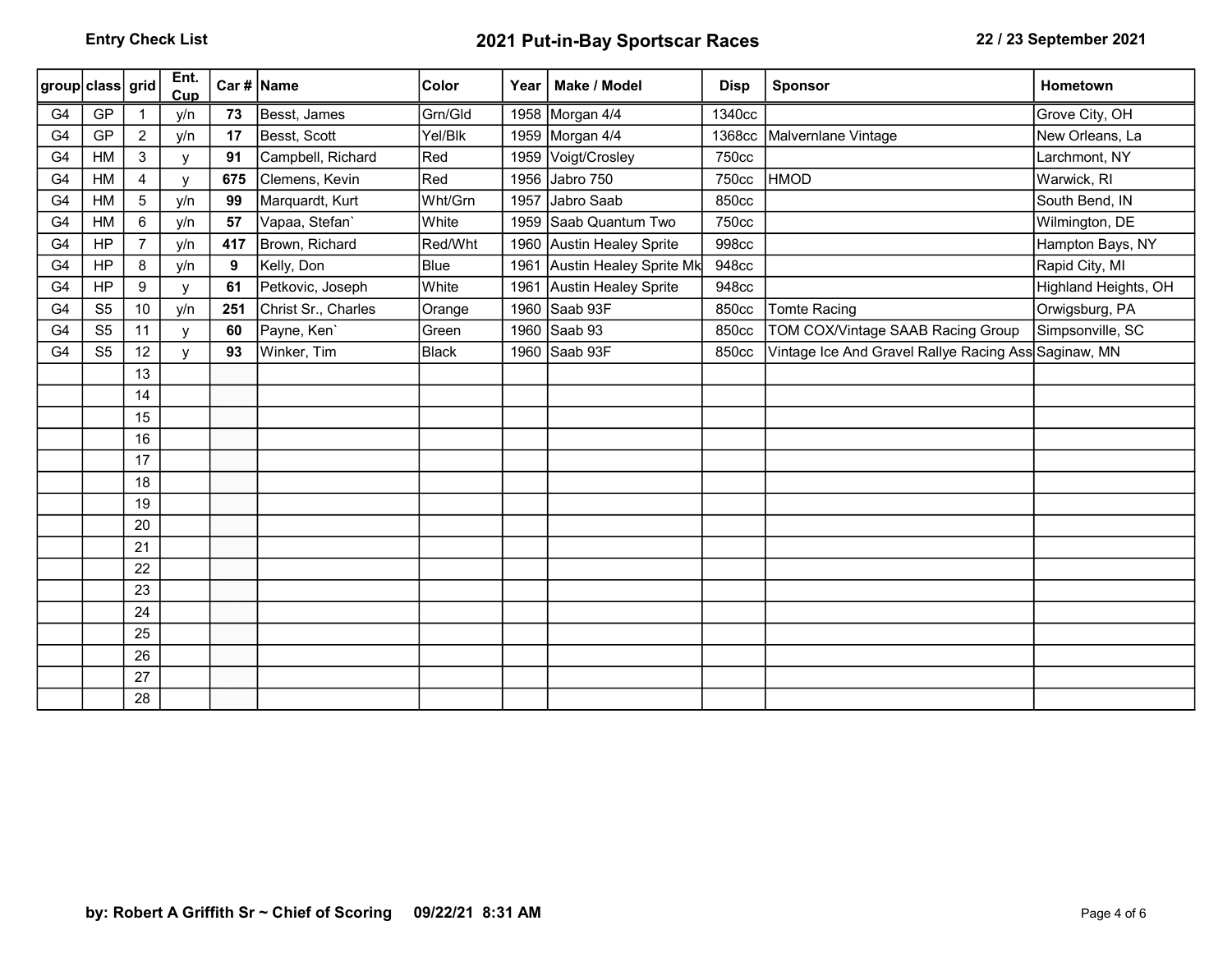Entry Check List

# 2021 Put-in-Bay Sportscar Races

22 / 23 September 2021

| group | class | grid | Ent. Cup | Car # | Name | Color | Year | Make / Model | Disp | Sponsor | Hometown |
|---|---|---|---|---|---|---|---|---|---|---|---|
| G4 | GP | 1 | y/n | **73** | Besst, James | Grn/Gld | 1958 | Morgan 4/4 | 1340cc | | Grove City, OH |
| G4 | GP | 2 | y/n | **17** | Besst, Scott | Yel/Blk | 1959 | Morgan 4/4 | 1368cc | Malvernlane Vintage | New Orleans, La |
| G4 | HM | 3 | y | **91** | Campbell, Richard | Red | 1959 | Voigt/Crosley | 750cc | | Larchmont, NY |
| G4 | HM | 4 | y | **675** | Clemens, Kevin | Red | 1956 | Jabro 750 | 750cc | HMOD | Warwick, RI |
| G4 | HM | 5 | y/n | **99** | Marquardt, Kurt | Wht/Grn | 1957 | Jabro Saab | 850cc | | South Bend, IN |
| G4 | HM | 6 | y/n | **57** | Vapaa, Stefan` | White | 1959 | Saab Quantum Two | 750cc | | Wilmington, DE |
| G4 | HP | 7 | y/n | **417** | Brown, Richard | Red/Wht | 1960 | Austin Healey Sprite | 998cc | | Hampton Bays, NY |
| G4 | HP | 8 | y/n | **9** | Kelly, Don | Blue | 1961 | Austin Healey Sprite Mk | 948cc | | Rapid City, MI |
| G4 | HP | 9 | y | **61** | Petkovic, Joseph | White | 1961 | Austin Healey Sprite | 948cc | | Highland Heights, OH |
| G4 | S5 | 10 | y/n | **251** | Christ Sr., Charles | Orange | 1960 | Saab 93F | 850cc | Tomte Racing | Orwigsburg, PA |
| G4 | S5 | 11 | y | **60** | Payne, Ken` | Green | 1960 | Saab 93 | 850cc | TOM COX/Vintage SAAB Racing Group | Simpsonville, SC |
| G4 | S5 | 12 | y | **93** | Winker, Tim | Black | 1960 | Saab 93F | 850cc | Vintage Ice And Gravel Rallye Racing Ass | Saginaw, MN |
| | | 13 | | | | | | | | | |
| | | 14 | | | | | | | | | |
| | | 15 | | | | | | | | | |
| | | 16 | | | | | | | | | |
| | | 17 | | | | | | | | | |
| | | 18 | | | | | | | | | |
| | | 19 | | | | | | | | | |
| | | 20 | | | | | | | | | |
| | | 21 | | | | | | | | | |
| | | 22 | | | | | | | | | |
| | | 23 | | | | | | | | | |
| | | 24 | | | | | | | | | |
| | | 25 | | | | | | | | | |
| | | 26 | | | | | | | | | |
| | | 27 | | | | | | | | | |
| | | 28 | | | | | | | | | |

**by: Robert A Griffith Sr ~ Chief of Scoring 09/22/21 8:31 AM**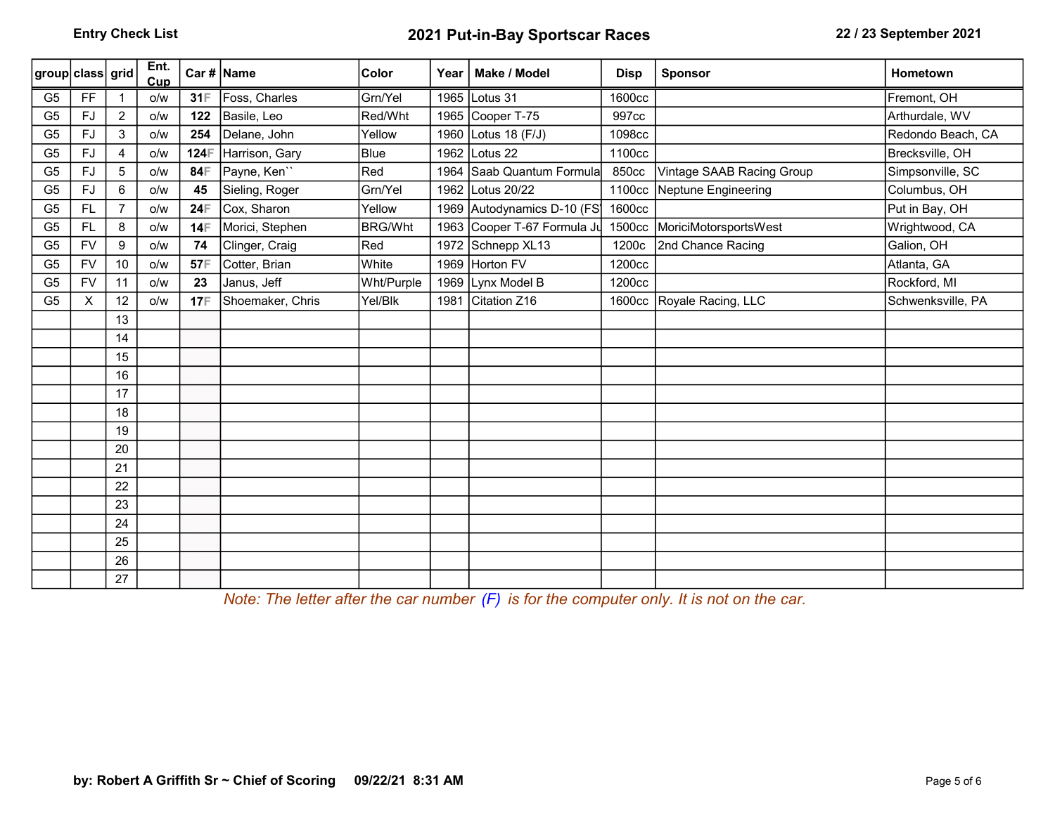**Entry Check List** — **2021 Put-in-Bay Sportscar Races** — **22 / 23 September 2021**

| group | class | grid | Ent. Cup | Car # | Name | Color | Year | Make / Model | Disp | Sponsor | Hometown |
|---|---|---|---|---|---|---|---|---|---|---|---|
| G5 | FF | 1 | o/w | **31**F | Foss, Charles | Grn/Yel | 1965 | Lotus 31 | 1600cc | | Fremont, OH |
| G5 | FJ | 2 | o/w | **122** | Basile, Leo | Red/Wht | 1965 | Cooper T-75 | 997cc | | Arthurdale, WV |
| G5 | FJ | 3 | o/w | **254** | Delane, John | Yellow | 1960 | Lotus 18 (F/J) | 1098cc | | Redondo Beach, CA |
| G5 | FJ | 4 | o/w | **124**F | Harrison, Gary | Blue | 1962 | Lotus 22 | 1100cc | | Brecksville, OH |
| G5 | FJ | 5 | o/w | **84**F | Payne, Ken`` | Red | 1964 | Saab Quantum Formula | 850cc | Vintage SAAB Racing Group | Simpsonville, SC |
| G5 | FJ | 6 | o/w | **45** | Sieling, Roger | Grn/Yel | 1962 | Lotus 20/22 | 1100cc | Neptune Engineering | Columbus, OH |
| G5 | FL | 7 | o/w | **24**F | Cox, Sharon | Yellow | 1969 | Autodynamics D-10 (FS | 1600cc | | Put in Bay, OH |
| G5 | FL | 8 | o/w | **14**F | Morici, Stephen | BRG/Wht | 1963 | Cooper T-67 Formula Ju | 1500cc | MoriciMotorsportsWest | Wrightwood, CA |
| G5 | FV | 9 | o/w | **74** | Clinger, Craig | Red | 1972 | Schnepp XL13 | 1200c | 2nd Chance Racing | Galion, OH |
| G5 | FV | 10 | o/w | **57**F | Cotter, Brian | White | 1969 | Horton FV | 1200cc | | Atlanta, GA |
| G5 | FV | 11 | o/w | **23** | Janus, Jeff | Wht/Purple | 1969 | Lynx Model B | 1200cc | | Rockford, MI |
| G5 | X | 12 | o/w | **17**F | Shoemaker, Chris | Yel/Blk | 1981 | Citation Z16 | 1600cc | Royale Racing, LLC | Schwenksville, PA |
| | | 13 | | | | | | | | | |
| | | 14 | | | | | | | | | |
| | | 15 | | | | | | | | | |
| | | 16 | | | | | | | | | |
| | | 17 | | | | | | | | | |
| | | 18 | | | | | | | | | |
| | | 19 | | | | | | | | | |
| | | 20 | | | | | | | | | |
| | | 21 | | | | | | | | | |
| | | 22 | | | | | | | | | |
| | | 23 | | | | | | | | | |
| | | 24 | | | | | | | | | |
| | | 25 | | | | | | | | | |
| | | 26 | | | | | | | | | |
| | | 27 | | | | | | | | | |

*Note: The letter after the car number (F) is for the computer only. It is not on the car.*

**by: Robert A Griffith Sr ~ Chief of Scoring 09/22/21 8:31 AM**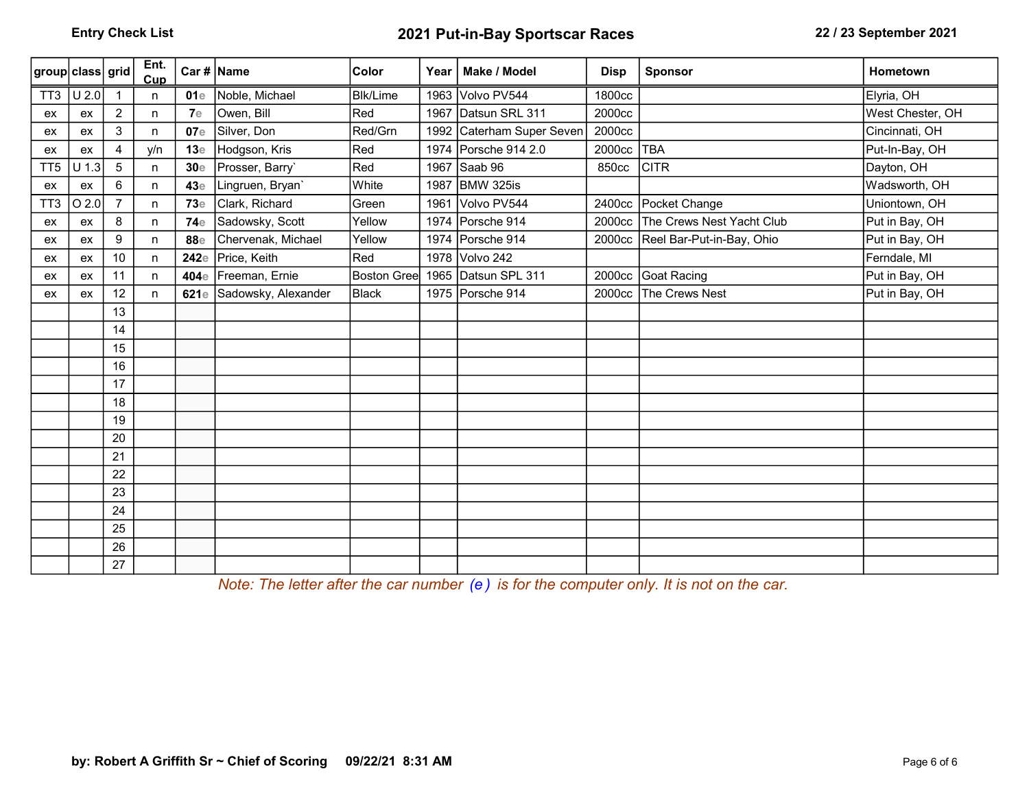Entry Check List

# 2021 Put-in-Bay Sportscar Races

22 / 23 September 2021

| group | class | grid | Ent. Cup | Car # | Name | Color | Year | Make / Model | Disp | Sponsor | Hometown |
|---|---|---|---|---|---|---|---|---|---|---|---|
| TT3 | U 2.0 | 1 | n | **01**e | Noble, Michael | Blk/Lime | 1963 | Volvo PV544 | 1800cc | | Elyria, OH |
| ex | ex | 2 | n | **7**e | Owen, Bill | Red | 1967 | Datsun SRL 311 | 2000cc | | West Chester, OH |
| ex | ex | 3 | n | **07**e | Silver, Don | Red/Grn | 1992 | Caterham Super Seven | 2000cc | | Cincinnati, OH |
| ex | ex | 4 | y/n | **13**e | Hodgson, Kris | Red | 1974 | Porsche 914 2.0 | 2000cc | TBA | Put-In-Bay, OH |
| TT5 | U 1.3 | 5 | n | **30**e | Prosser, Barry` | Red | 1967 | Saab 96 | 850cc | CITR | Dayton, OH |
| ex | ex | 6 | n | **43**e | Lingruen, Bryan` | White | 1987 | BMW 325is | | | Wadsworth, OH |
| TT3 | O 2.0 | 7 | n | **73**e | Clark, Richard | Green | 1961 | Volvo PV544 | 2400cc | Pocket Change | Uniontown, OH |
| ex | ex | 8 | n | **74**e | Sadowsky, Scott | Yellow | 1974 | Porsche 914 | 2000cc | The Crews Nest Yacht Club | Put in Bay, OH |
| ex | ex | 9 | n | **88**e | Chervenak, Michael | Yellow | 1974 | Porsche 914 | 2000cc | Reel Bar-Put-in-Bay, Ohio | Put in Bay, OH |
| ex | ex | 10 | n | **242**e | Price, Keith | Red | 1978 | Volvo 242 | | | Ferndale, MI |
| ex | ex | 11 | n | **404**e | Freeman, Ernie | Boston Gree | 1965 | Datsun SPL 311 | 2000cc | Goat Racing | Put in Bay, OH |
| ex | ex | 12 | n | **621**e | Sadowsky, Alexander | Black | 1975 | Porsche 914 | 2000cc | The Crews Nest | Put in Bay, OH |
| | | 13 | | | | | | | | | |
| | | 14 | | | | | | | | | |
| | | 15 | | | | | | | | | |
| | | 16 | | | | | | | | | |
| | | 17 | | | | | | | | | |
| | | 18 | | | | | | | | | |
| | | 19 | | | | | | | | | |
| | | 20 | | | | | | | | | |
| | | 21 | | | | | | | | | |
| | | 22 | | | | | | | | | |
| | | 23 | | | | | | | | | |
| | | 24 | | | | | | | | | |
| | | 25 | | | | | | | | | |
| | | 26 | | | | | | | | | |
| | | 27 | | | | | | | | | |

*Note: The letter after the car number (e) is for the computer only. It is not on the car.*

**by: Robert A Griffith Sr ~ Chief of Scoring 09/22/21 8:31 AM**